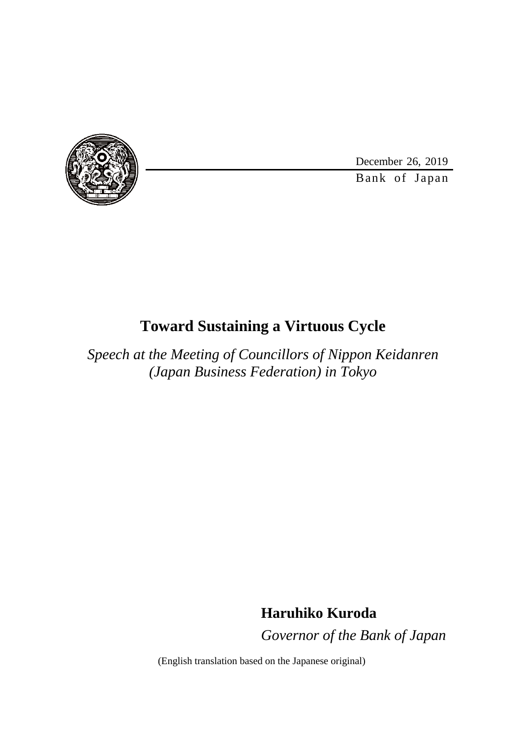December 26, 2019

Bank of Japan

# Toward Sustaining a Virtuous Cycle

*Speech at the Meeting of Councillors of Nippon Keidanren (Japan Business Federation) in Tokyo*

**Haruhiko Kuroda**

*Governor of the Bank of Japan*

(English translation based on the Japanese original)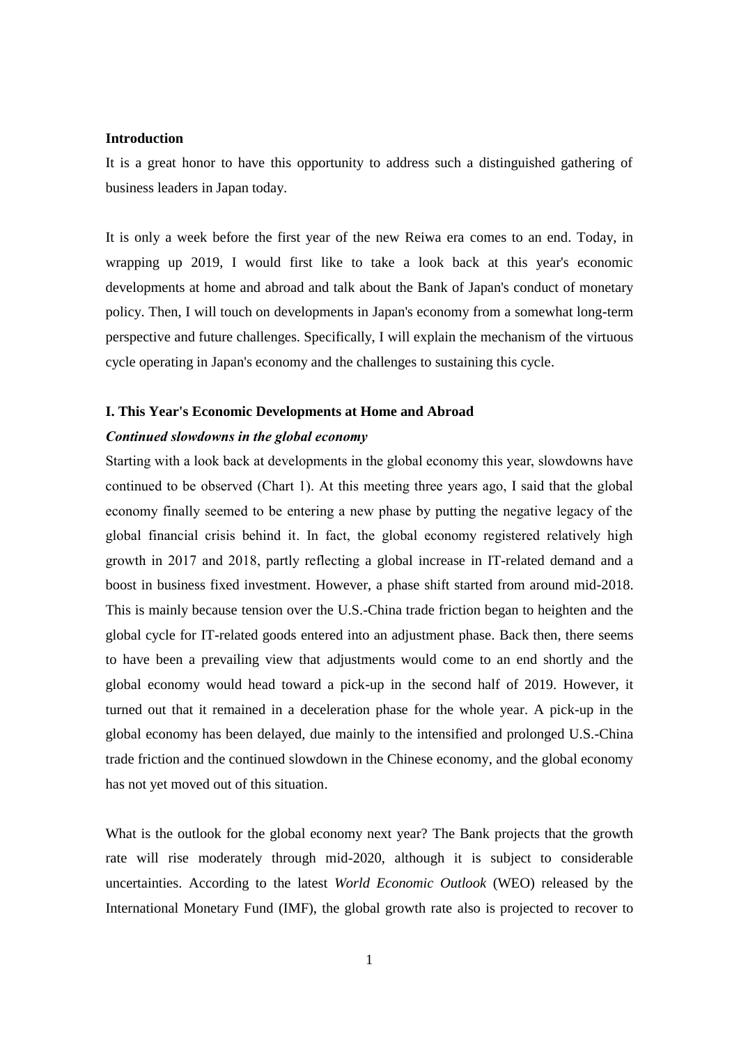## Introduction

It is a great honor to have this opportunity to address such a distinguished gathering of business leaders in Japan today.

It is only a week before the first year of the new Reiwa era comes to an end. Today, in wrapping up 2019, I would first like to take a look back at this year's economic developments at home and abroad and talk about the Bank of Japan's conduct of monetary policy. Then, I will touch on developments in Japan's economy from a somewhat long-term perspective and future challenges. Specifically, I will explain the mechanism of the virtuous cycle operating in Japan's economy and the challenges to sustaining this cycle.

## I. This Year's Economic Developments at Home and Abroad

### *Continued slowdowns in the global economy*

Starting with a look back at developments in the global economy this year, slowdowns have continued to be observed (Chart 1). At this meeting three years ago, I said that the global economy finally seemed to be entering a new phase by putting the negative legacy of the global financial crisis behind it. In fact, the global economy registered relatively high growth in 2017 and 2018, partly reflecting a global increase in IT-related demand and a boost in business fixed investment. However, a phase shift started from around mid-2018. This is mainly because tension over the U.S.-China trade friction began to heighten and the global cycle for IT-related goods entered into an adjustment phase. Back then, there seems to have been a prevailing view that adjustments would come to an end shortly and the global economy would head toward a pick-up in the second half of 2019. However, it turned out that it remained in a deceleration phase for the whole year. A pick-up in the global economy has been delayed, due mainly to the intensified and prolonged U.S.-China trade friction and the continued slowdown in the Chinese economy, and the global economy has not yet moved out of this situation.

What is the outlook for the global economy next year? The Bank projects that the growth rate will rise moderately through mid-2020, although it is subject to considerable uncertainties. According to the latest *World Economic Outlook* (WEO) released by the International Monetary Fund (IMF), the global growth rate also is projected to recover to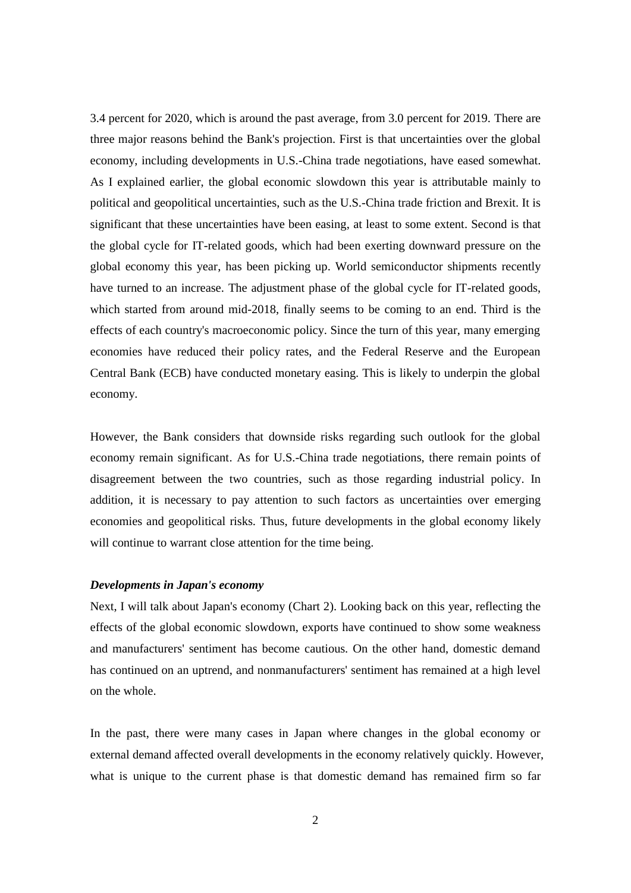3.4 percent for 2020, which is around the past average, from 3.0 percent for 2019. There are three major reasons behind the Bank's projection. First is that uncertainties over the global economy, including developments in U.S.-China trade negotiations, have eased somewhat. As I explained earlier, the global economic slowdown this year is attributable mainly to political and geopolitical uncertainties, such as the U.S.-China trade friction and Brexit. It is significant that these uncertainties have been easing, at least to some extent. Second is that the global cycle for IT-related goods, which had been exerting downward pressure on the global economy this year, has been picking up. World semiconductor shipments recently have turned to an increase. The adjustment phase of the global cycle for IT-related goods, which started from around mid-2018, finally seems to be coming to an end. Third is the effects of each country's macroeconomic policy. Since the turn of this year, many emerging economies have reduced their policy rates, and the Federal Reserve and the European Central Bank (ECB) have conducted monetary easing. This is likely to underpin the global economy.

However, the Bank considers that downside risks regarding such outlook for the global economy remain significant. As for U.S.-China trade negotiations, there remain points of disagreement between the two countries, such as those regarding industrial policy. In addition, it is necessary to pay attention to such factors as uncertainties over emerging economies and geopolitical risks. Thus, future developments in the global economy likely will continue to warrant close attention for the time being.

***Developments in Japan's economy***

Next, I will talk about Japan's economy (Chart 2). Looking back on this year, reflecting the effects of the global economic slowdown, exports have continued to show some weakness and manufacturers' sentiment has become cautious. On the other hand, domestic demand has continued on an uptrend, and nonmanufacturers' sentiment has remained at a high level on the whole.

In the past, there were many cases in Japan where changes in the global economy or external demand affected overall developments in the economy relatively quickly. However, what is unique to the current phase is that domestic demand has remained firm so far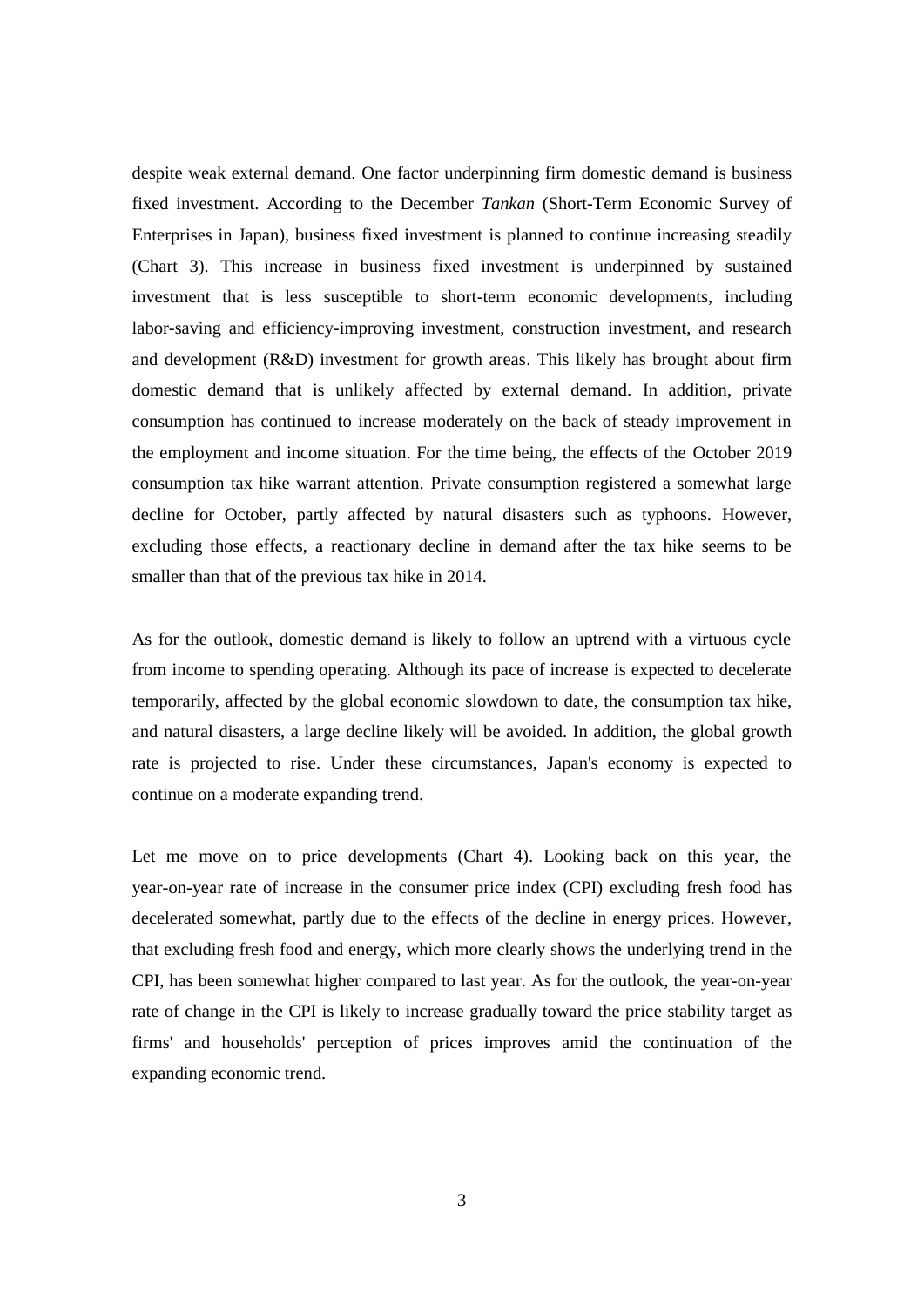despite weak external demand. One factor underpinning firm domestic demand is business fixed investment. According to the December *Tankan* (Short-Term Economic Survey of Enterprises in Japan), business fixed investment is planned to continue increasing steadily (Chart 3). This increase in business fixed investment is underpinned by sustained investment that is less susceptible to short-term economic developments, including labor-saving and efficiency-improving investment, construction investment, and research and development (R&D) investment for growth areas. This likely has brought about firm domestic demand that is unlikely affected by external demand. In addition, private consumption has continued to increase moderately on the back of steady improvement in the employment and income situation. For the time being, the effects of the October 2019 consumption tax hike warrant attention. Private consumption registered a somewhat large decline for October, partly affected by natural disasters such as typhoons. However, excluding those effects, a reactionary decline in demand after the tax hike seems to be smaller than that of the previous tax hike in 2014.

As for the outlook, domestic demand is likely to follow an uptrend with a virtuous cycle from income to spending operating. Although its pace of increase is expected to decelerate temporarily, affected by the global economic slowdown to date, the consumption tax hike, and natural disasters, a large decline likely will be avoided. In addition, the global growth rate is projected to rise. Under these circumstances, Japan's economy is expected to continue on a moderate expanding trend.

Let me move on to price developments (Chart 4). Looking back on this year, the year-on-year rate of increase in the consumer price index (CPI) excluding fresh food has decelerated somewhat, partly due to the effects of the decline in energy prices. However, that excluding fresh food and energy, which more clearly shows the underlying trend in the CPI, has been somewhat higher compared to last year. As for the outlook, the year-on-year rate of change in the CPI is likely to increase gradually toward the price stability target as firms' and households' perception of prices improves amid the continuation of the expanding economic trend.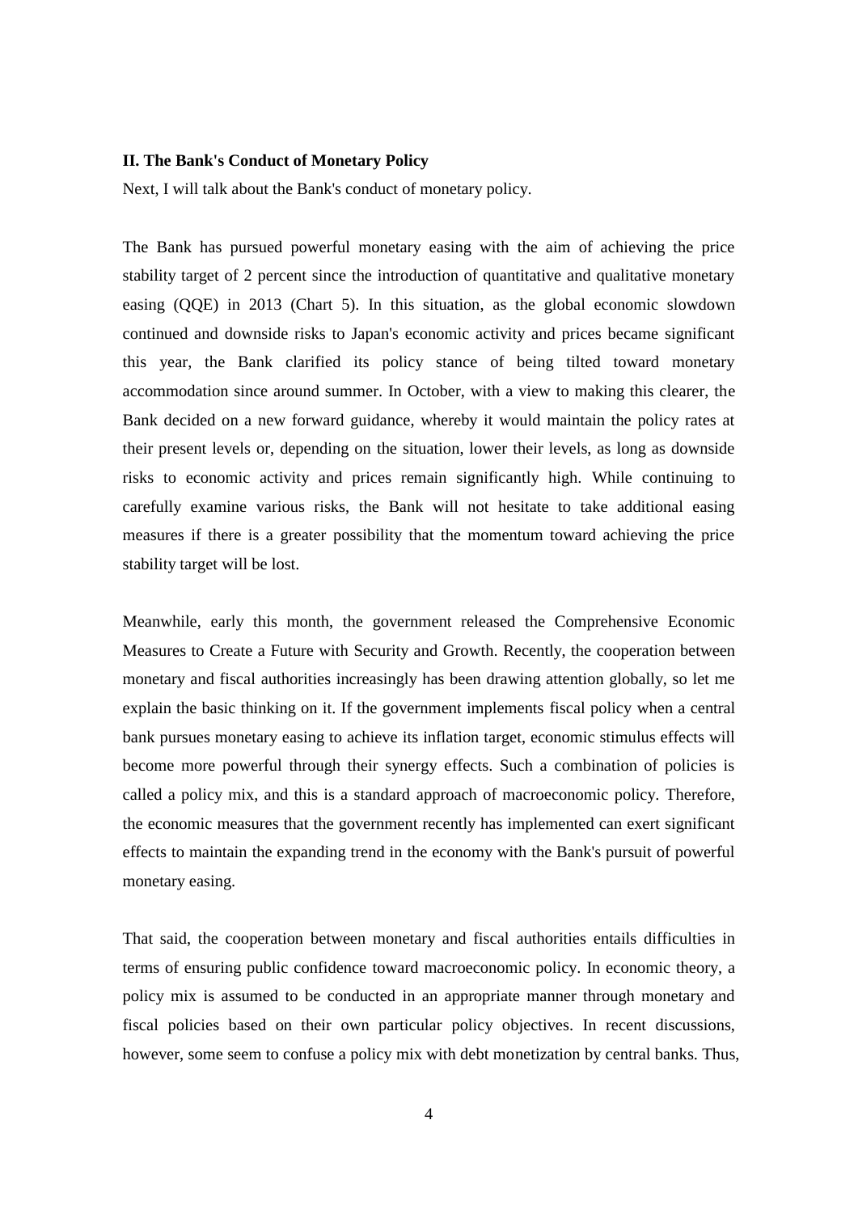## II. The Bank's Conduct of Monetary Policy

Next, I will talk about the Bank's conduct of monetary policy.

The Bank has pursued powerful monetary easing with the aim of achieving the price stability target of 2 percent since the introduction of quantitative and qualitative monetary easing (QQE) in 2013 (Chart 5). In this situation, as the global economic slowdown continued and downside risks to Japan's economic activity and prices became significant this year, the Bank clarified its policy stance of being tilted toward monetary accommodation since around summer. In October, with a view to making this clearer, the Bank decided on a new forward guidance, whereby it would maintain the policy rates at their present levels or, depending on the situation, lower their levels, as long as downside risks to economic activity and prices remain significantly high. While continuing to carefully examine various risks, the Bank will not hesitate to take additional easing measures if there is a greater possibility that the momentum toward achieving the price stability target will be lost.

Meanwhile, early this month, the government released the Comprehensive Economic Measures to Create a Future with Security and Growth. Recently, the cooperation between monetary and fiscal authorities increasingly has been drawing attention globally, so let me explain the basic thinking on it. If the government implements fiscal policy when a central bank pursues monetary easing to achieve its inflation target, economic stimulus effects will become more powerful through their synergy effects. Such a combination of policies is called a policy mix, and this is a standard approach of macroeconomic policy. Therefore, the economic measures that the government recently has implemented can exert significant effects to maintain the expanding trend in the economy with the Bank's pursuit of powerful monetary easing.

That said, the cooperation between monetary and fiscal authorities entails difficulties in terms of ensuring public confidence toward macroeconomic policy. In economic theory, a policy mix is assumed to be conducted in an appropriate manner through monetary and fiscal policies based on their own particular policy objectives. In recent discussions, however, some seem to confuse a policy mix with debt monetization by central banks. Thus,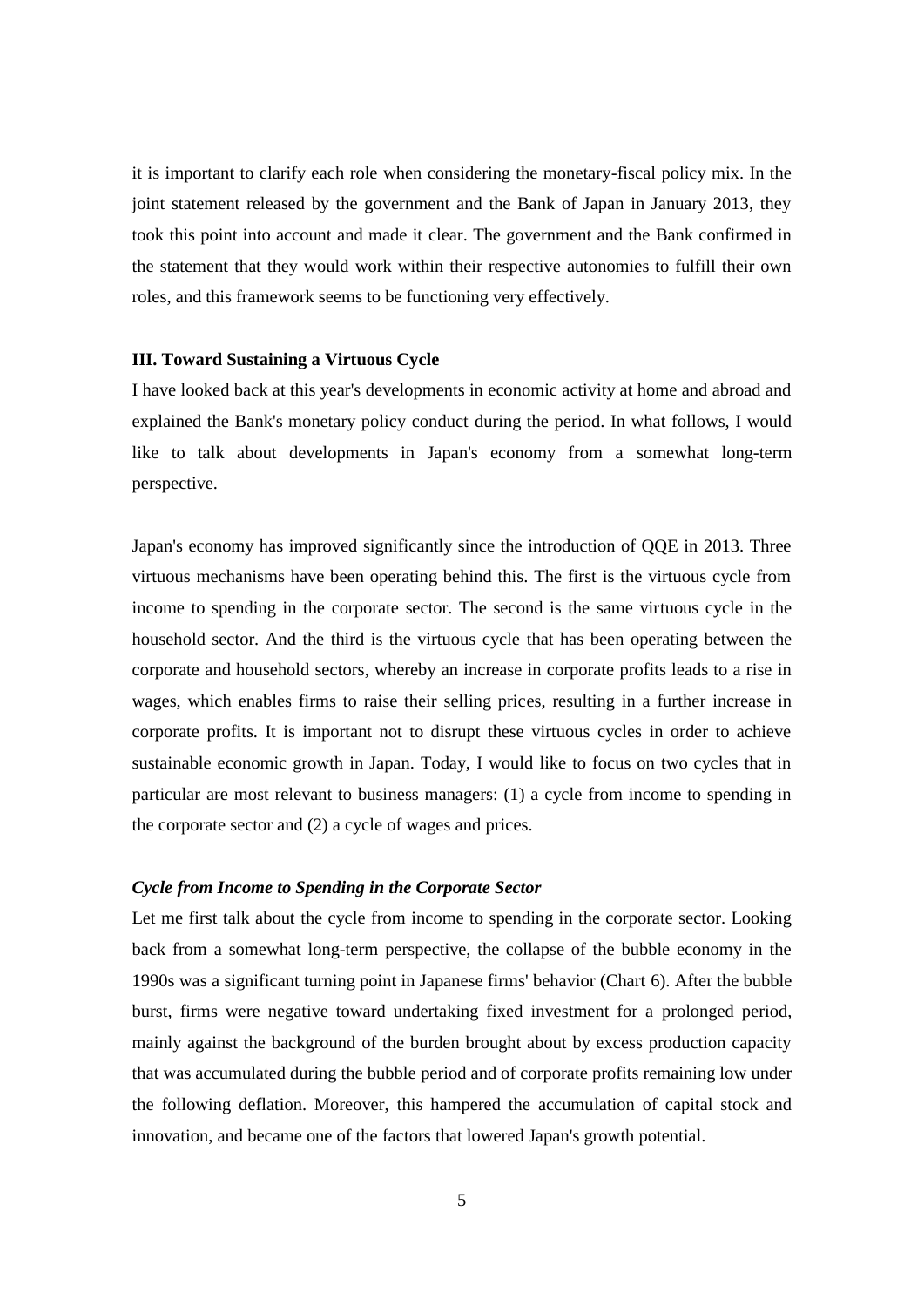it is important to clarify each role when considering the monetary-fiscal policy mix. In the joint statement released by the government and the Bank of Japan in January 2013, they took this point into account and made it clear. The government and the Bank confirmed in the statement that they would work within their respective autonomies to fulfill their own roles, and this framework seems to be functioning very effectively.

## III. Toward Sustaining a Virtuous Cycle

I have looked back at this year's developments in economic activity at home and abroad and explained the Bank's monetary policy conduct during the period. In what follows, I would like to talk about developments in Japan's economy from a somewhat long-term perspective.

Japan's economy has improved significantly since the introduction of QQE in 2013. Three virtuous mechanisms have been operating behind this. The first is the virtuous cycle from income to spending in the corporate sector. The second is the same virtuous cycle in the household sector. And the third is the virtuous cycle that has been operating between the corporate and household sectors, whereby an increase in corporate profits leads to a rise in wages, which enables firms to raise their selling prices, resulting in a further increase in corporate profits. It is important not to disrupt these virtuous cycles in order to achieve sustainable economic growth in Japan. Today, I would like to focus on two cycles that in particular are most relevant to business managers: (1) a cycle from income to spending in the corporate sector and (2) a cycle of wages and prices.

### *Cycle from Income to Spending in the Corporate Sector*

Let me first talk about the cycle from income to spending in the corporate sector. Looking back from a somewhat long-term perspective, the collapse of the bubble economy in the 1990s was a significant turning point in Japanese firms' behavior (Chart 6). After the bubble burst, firms were negative toward undertaking fixed investment for a prolonged period, mainly against the background of the burden brought about by excess production capacity that was accumulated during the bubble period and of corporate profits remaining low under the following deflation. Moreover, this hampered the accumulation of capital stock and innovation, and became one of the factors that lowered Japan's growth potential.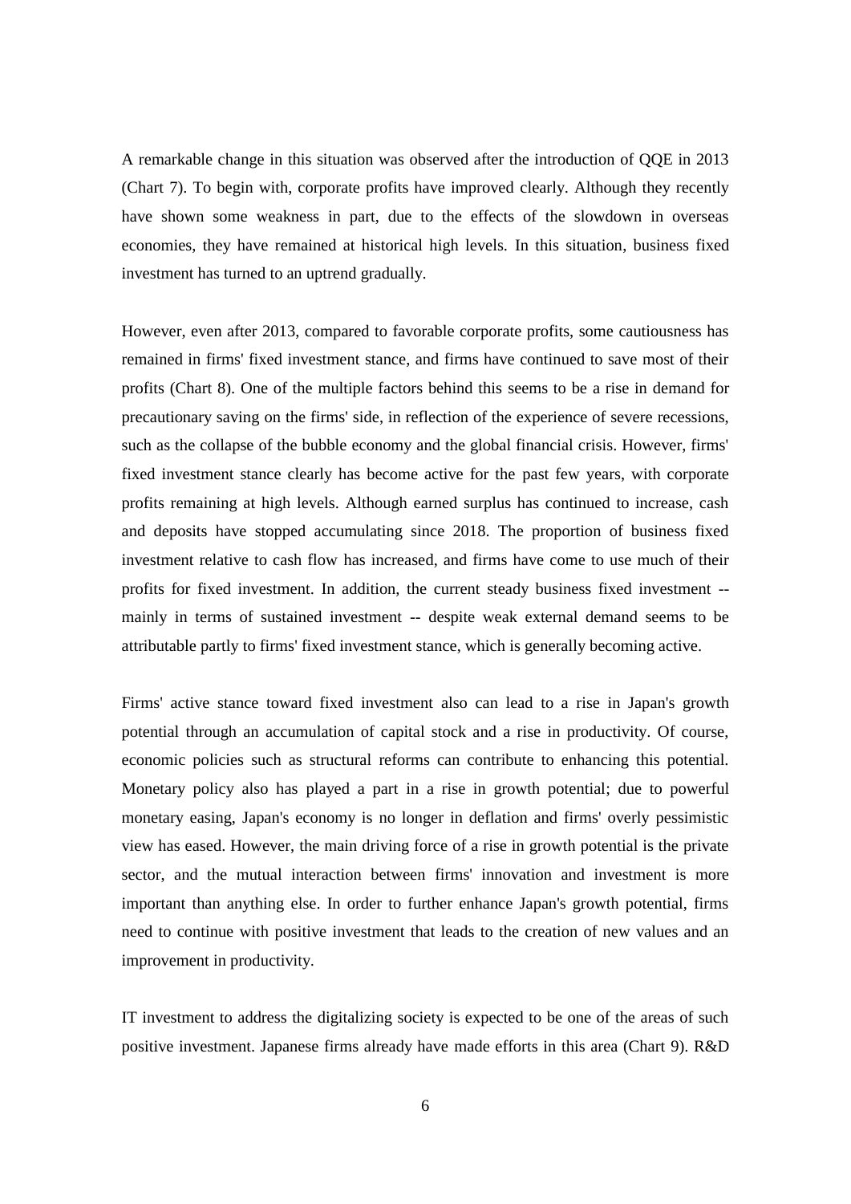A remarkable change in this situation was observed after the introduction of QQE in 2013 (Chart 7). To begin with, corporate profits have improved clearly. Although they recently have shown some weakness in part, due to the effects of the slowdown in overseas economies, they have remained at historical high levels. In this situation, business fixed investment has turned to an uptrend gradually.

However, even after 2013, compared to favorable corporate profits, some cautiousness has remained in firms' fixed investment stance, and firms have continued to save most of their profits (Chart 8). One of the multiple factors behind this seems to be a rise in demand for precautionary saving on the firms' side, in reflection of the experience of severe recessions, such as the collapse of the bubble economy and the global financial crisis. However, firms' fixed investment stance clearly has become active for the past few years, with corporate profits remaining at high levels. Although earned surplus has continued to increase, cash and deposits have stopped accumulating since 2018. The proportion of business fixed investment relative to cash flow has increased, and firms have come to use much of their profits for fixed investment. In addition, the current steady business fixed investment -- mainly in terms of sustained investment -- despite weak external demand seems to be attributable partly to firms' fixed investment stance, which is generally becoming active.

Firms' active stance toward fixed investment also can lead to a rise in Japan's growth potential through an accumulation of capital stock and a rise in productivity. Of course, economic policies such as structural reforms can contribute to enhancing this potential. Monetary policy also has played a part in a rise in growth potential; due to powerful monetary easing, Japan's economy is no longer in deflation and firms' overly pessimistic view has eased. However, the main driving force of a rise in growth potential is the private sector, and the mutual interaction between firms' innovation and investment is more important than anything else. In order to further enhance Japan's growth potential, firms need to continue with positive investment that leads to the creation of new values and an improvement in productivity.

IT investment to address the digitalizing society is expected to be one of the areas of such positive investment. Japanese firms already have made efforts in this area (Chart 9). R&D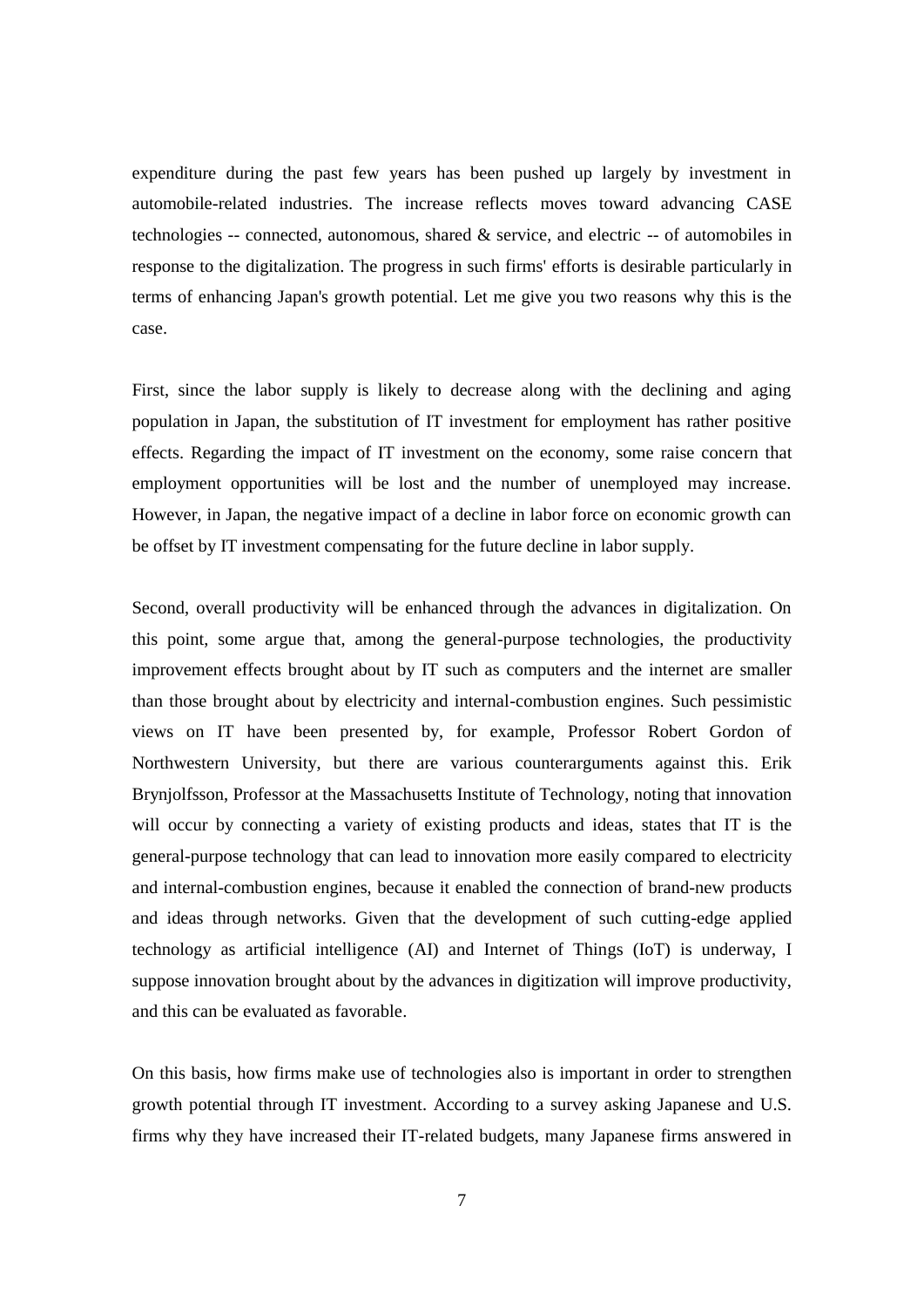expenditure during the past few years has been pushed up largely by investment in automobile-related industries. The increase reflects moves toward advancing CASE technologies -- connected, autonomous, shared & service, and electric -- of automobiles in response to the digitalization. The progress in such firms' efforts is desirable particularly in terms of enhancing Japan's growth potential. Let me give you two reasons why this is the case.

First, since the labor supply is likely to decrease along with the declining and aging population in Japan, the substitution of IT investment for employment has rather positive effects. Regarding the impact of IT investment on the economy, some raise concern that employment opportunities will be lost and the number of unemployed may increase. However, in Japan, the negative impact of a decline in labor force on economic growth can be offset by IT investment compensating for the future decline in labor supply.

Second, overall productivity will be enhanced through the advances in digitalization. On this point, some argue that, among the general-purpose technologies, the productivity improvement effects brought about by IT such as computers and the internet are smaller than those brought about by electricity and internal-combustion engines. Such pessimistic views on IT have been presented by, for example, Professor Robert Gordon of Northwestern University, but there are various counterarguments against this. Erik Brynjolfsson, Professor at the Massachusetts Institute of Technology, noting that innovation will occur by connecting a variety of existing products and ideas, states that IT is the general-purpose technology that can lead to innovation more easily compared to electricity and internal-combustion engines, because it enabled the connection of brand-new products and ideas through networks. Given that the development of such cutting-edge applied technology as artificial intelligence (AI) and Internet of Things (IoT) is underway, I suppose innovation brought about by the advances in digitization will improve productivity, and this can be evaluated as favorable.

On this basis, how firms make use of technologies also is important in order to strengthen growth potential through IT investment. According to a survey asking Japanese and U.S. firms why they have increased their IT-related budgets, many Japanese firms answered in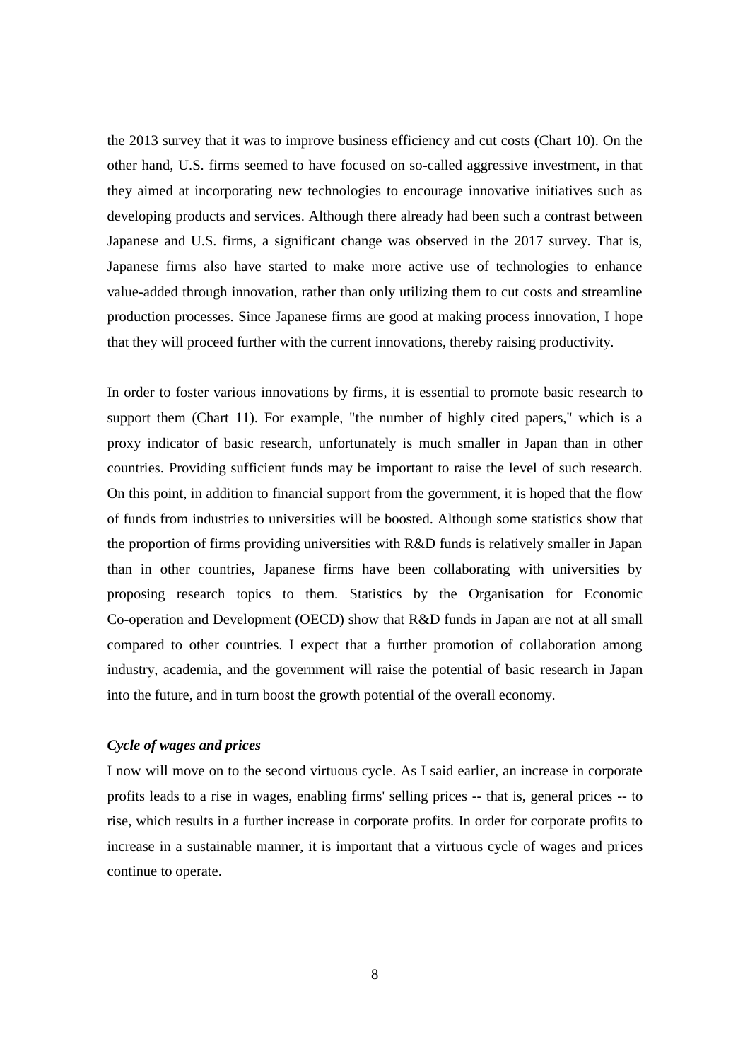the 2013 survey that it was to improve business efficiency and cut costs (Chart 10). On the other hand, U.S. firms seemed to have focused on so-called aggressive investment, in that they aimed at incorporating new technologies to encourage innovative initiatives such as developing products and services. Although there already had been such a contrast between Japanese and U.S. firms, a significant change was observed in the 2017 survey. That is, Japanese firms also have started to make more active use of technologies to enhance value-added through innovation, rather than only utilizing them to cut costs and streamline production processes. Since Japanese firms are good at making process innovation, I hope that they will proceed further with the current innovations, thereby raising productivity.

In order to foster various innovations by firms, it is essential to promote basic research to support them (Chart 11). For example, "the number of highly cited papers," which is a proxy indicator of basic research, unfortunately is much smaller in Japan than in other countries. Providing sufficient funds may be important to raise the level of such research. On this point, in addition to financial support from the government, it is hoped that the flow of funds from industries to universities will be boosted. Although some statistics show that the proportion of firms providing universities with R&D funds is relatively smaller in Japan than in other countries, Japanese firms have been collaborating with universities by proposing research topics to them. Statistics by the Organisation for Economic Co-operation and Development (OECD) show that R&D funds in Japan are not at all small compared to other countries. I expect that a further promotion of collaboration among industry, academia, and the government will raise the potential of basic research in Japan into the future, and in turn boost the growth potential of the overall economy.

### *Cycle of wages and prices*

I now will move on to the second virtuous cycle. As I said earlier, an increase in corporate profits leads to a rise in wages, enabling firms' selling prices -- that is, general prices -- to rise, which results in a further increase in corporate profits. In order for corporate profits to increase in a sustainable manner, it is important that a virtuous cycle of wages and prices continue to operate.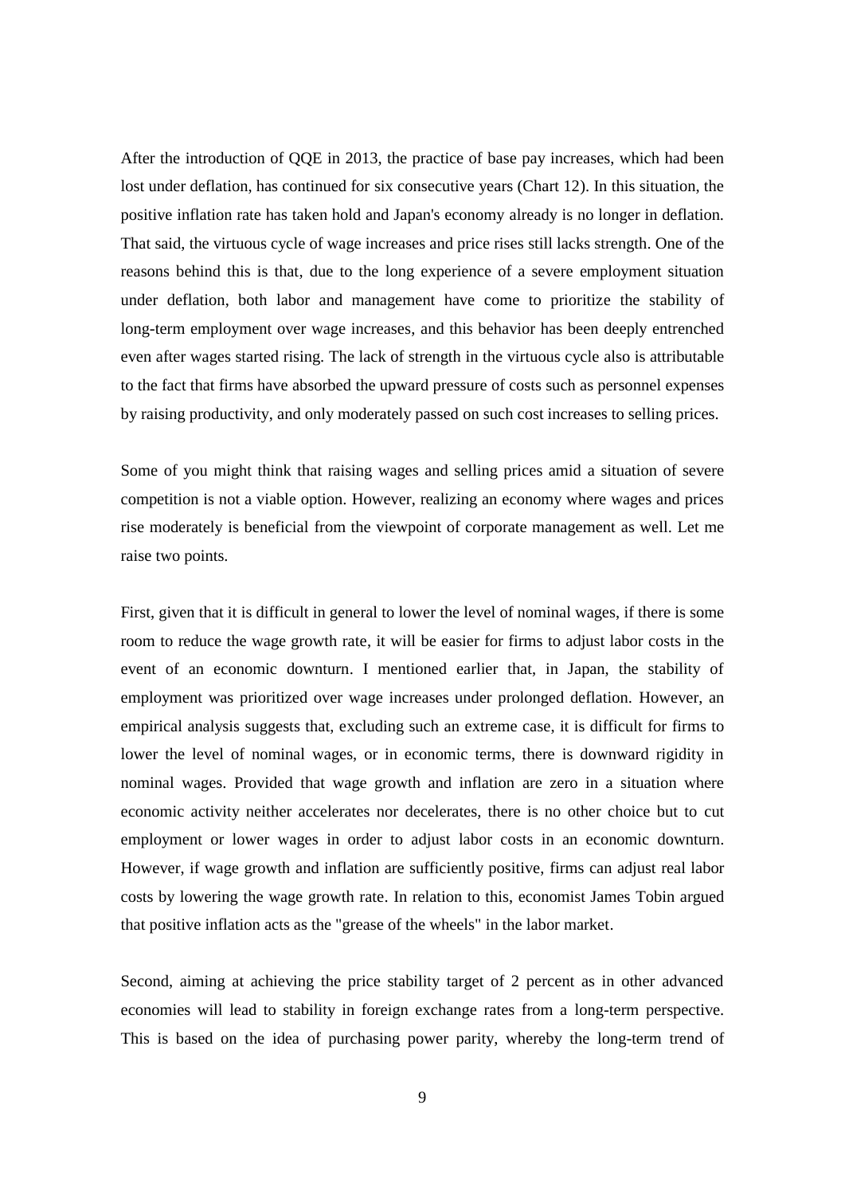After the introduction of QQE in 2013, the practice of base pay increases, which had been lost under deflation, has continued for six consecutive years (Chart 12). In this situation, the positive inflation rate has taken hold and Japan's economy already is no longer in deflation. That said, the virtuous cycle of wage increases and price rises still lacks strength. One of the reasons behind this is that, due to the long experience of a severe employment situation under deflation, both labor and management have come to prioritize the stability of long-term employment over wage increases, and this behavior has been deeply entrenched even after wages started rising. The lack of strength in the virtuous cycle also is attributable to the fact that firms have absorbed the upward pressure of costs such as personnel expenses by raising productivity, and only moderately passed on such cost increases to selling prices.

Some of you might think that raising wages and selling prices amid a situation of severe competition is not a viable option. However, realizing an economy where wages and prices rise moderately is beneficial from the viewpoint of corporate management as well. Let me raise two points.

First, given that it is difficult in general to lower the level of nominal wages, if there is some room to reduce the wage growth rate, it will be easier for firms to adjust labor costs in the event of an economic downturn. I mentioned earlier that, in Japan, the stability of employment was prioritized over wage increases under prolonged deflation. However, an empirical analysis suggests that, excluding such an extreme case, it is difficult for firms to lower the level of nominal wages, or in economic terms, there is downward rigidity in nominal wages. Provided that wage growth and inflation are zero in a situation where economic activity neither accelerates nor decelerates, there is no other choice but to cut employment or lower wages in order to adjust labor costs in an economic downturn. However, if wage growth and inflation are sufficiently positive, firms can adjust real labor costs by lowering the wage growth rate. In relation to this, economist James Tobin argued that positive inflation acts as the "grease of the wheels" in the labor market.

Second, aiming at achieving the price stability target of 2 percent as in other advanced economies will lead to stability in foreign exchange rates from a long-term perspective. This is based on the idea of purchasing power parity, whereby the long-term trend of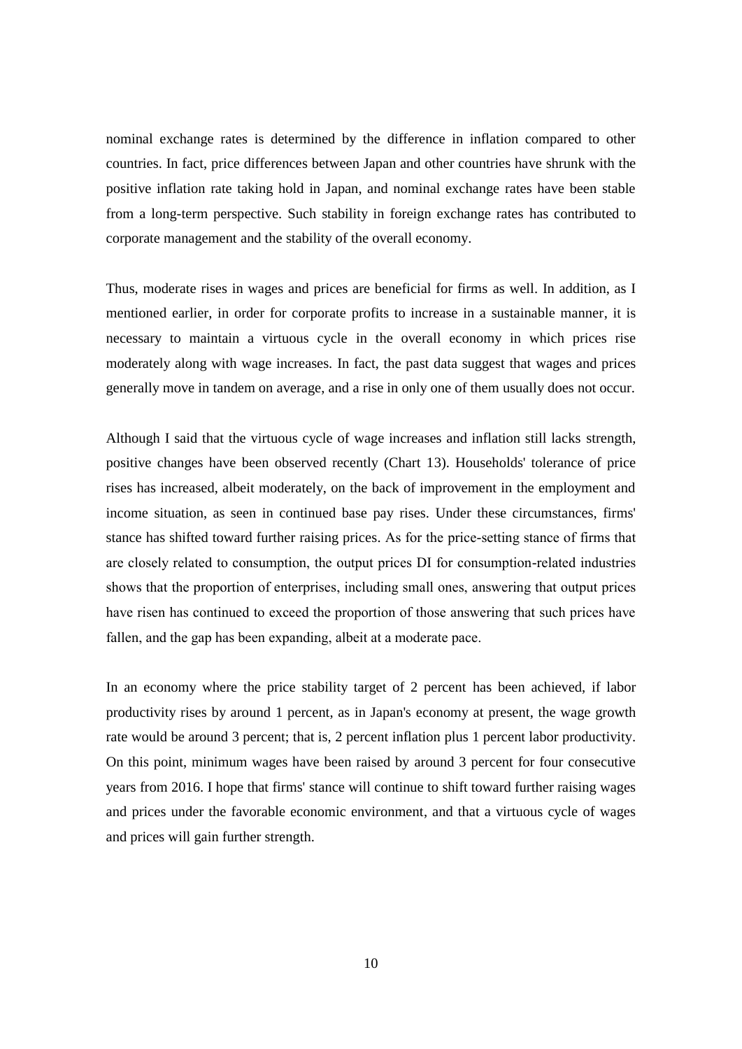nominal exchange rates is determined by the difference in inflation compared to other countries. In fact, price differences between Japan and other countries have shrunk with the positive inflation rate taking hold in Japan, and nominal exchange rates have been stable from a long-term perspective. Such stability in foreign exchange rates has contributed to corporate management and the stability of the overall economy.

Thus, moderate rises in wages and prices are beneficial for firms as well. In addition, as I mentioned earlier, in order for corporate profits to increase in a sustainable manner, it is necessary to maintain a virtuous cycle in the overall economy in which prices rise moderately along with wage increases. In fact, the past data suggest that wages and prices generally move in tandem on average, and a rise in only one of them usually does not occur.

Although I said that the virtuous cycle of wage increases and inflation still lacks strength, positive changes have been observed recently (Chart 13). Households' tolerance of price rises has increased, albeit moderately, on the back of improvement in the employment and income situation, as seen in continued base pay rises. Under these circumstances, firms' stance has shifted toward further raising prices. As for the price-setting stance of firms that are closely related to consumption, the output prices DI for consumption-related industries shows that the proportion of enterprises, including small ones, answering that output prices have risen has continued to exceed the proportion of those answering that such prices have fallen, and the gap has been expanding, albeit at a moderate pace.

In an economy where the price stability target of 2 percent has been achieved, if labor productivity rises by around 1 percent, as in Japan's economy at present, the wage growth rate would be around 3 percent; that is, 2 percent inflation plus 1 percent labor productivity. On this point, minimum wages have been raised by around 3 percent for four consecutive years from 2016. I hope that firms' stance will continue to shift toward further raising wages and prices under the favorable economic environment, and that a virtuous cycle of wages and prices will gain further strength.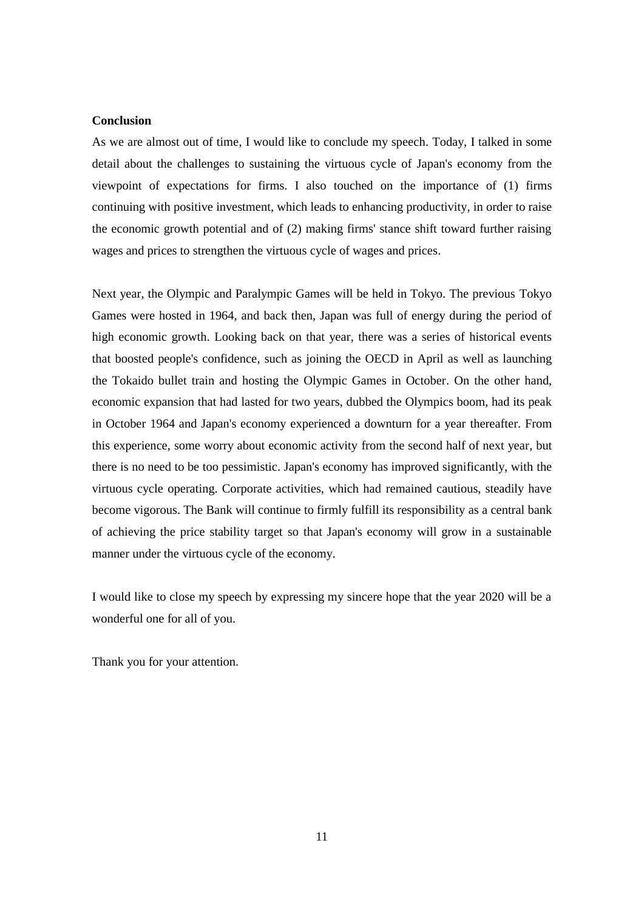**Conclusion**

As we are almost out of time, I would like to conclude my speech. Today, I talked in some detail about the challenges to sustaining the virtuous cycle of Japan's economy from the viewpoint of expectations for firms. I also touched on the importance of (1) firms continuing with positive investment, which leads to enhancing productivity, in order to raise the economic growth potential and of (2) making firms' stance shift toward further raising wages and prices to strengthen the virtuous cycle of wages and prices.

Next year, the Olympic and Paralympic Games will be held in Tokyo. The previous Tokyo Games were hosted in 1964, and back then, Japan was full of energy during the period of high economic growth. Looking back on that year, there was a series of historical events that boosted people's confidence, such as joining the OECD in April as well as launching the Tokaido bullet train and hosting the Olympic Games in October. On the other hand, economic expansion that had lasted for two years, dubbed the Olympics boom, had its peak in October 1964 and Japan's economy experienced a downturn for a year thereafter. From this experience, some worry about economic activity from the second half of next year, but there is no need to be too pessimistic. Japan's economy has improved significantly, with the virtuous cycle operating. Corporate activities, which had remained cautious, steadily have become vigorous. The Bank will continue to firmly fulfill its responsibility as a central bank of achieving the price stability target so that Japan's economy will grow in a sustainable manner under the virtuous cycle of the economy.

I would like to close my speech by expressing my sincere hope that the year 2020 will be a wonderful one for all of you.

Thank you for your attention.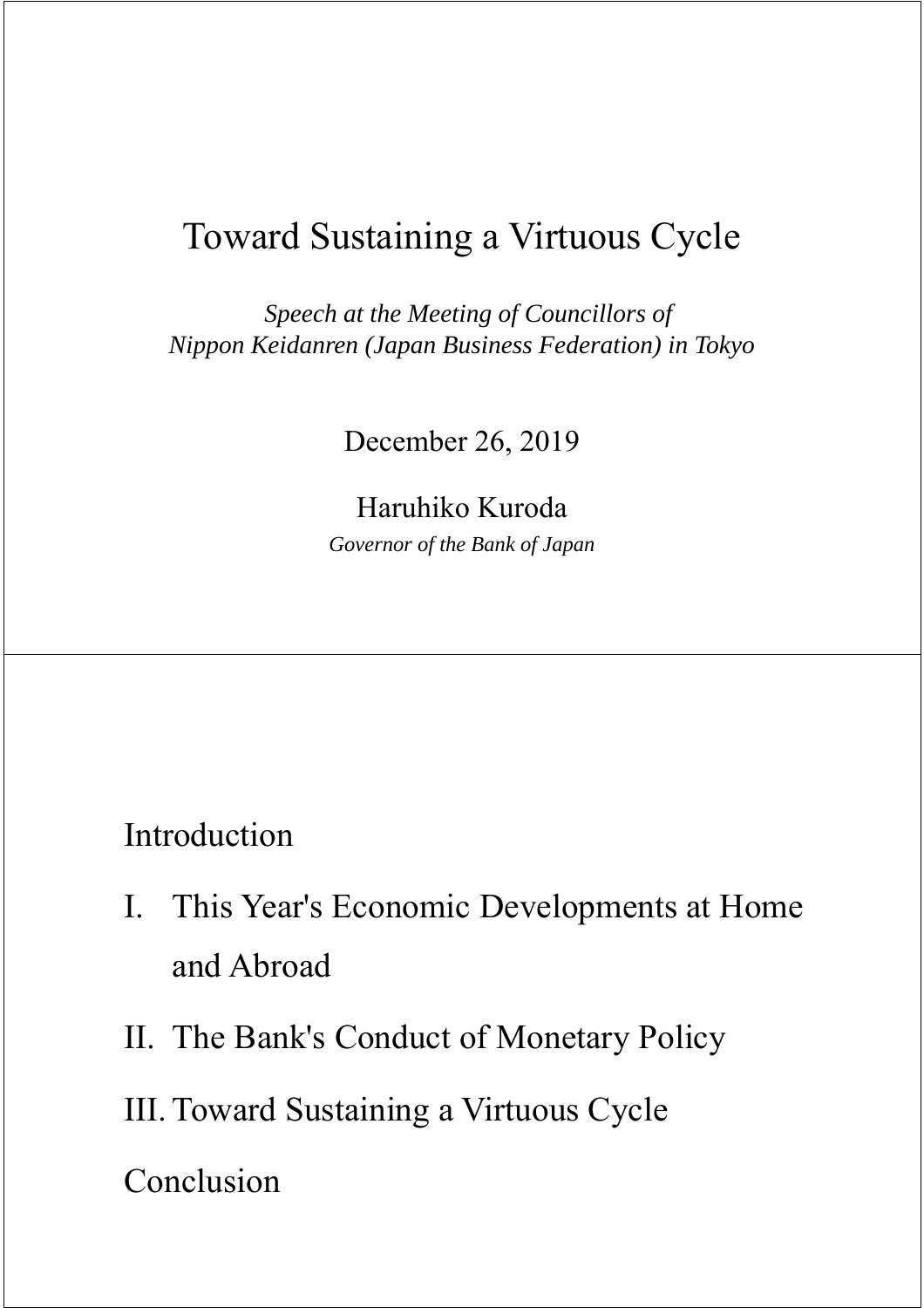# Toward Sustaining a Virtuous Cycle

*Speech at the Meeting of Councillors of Nippon Keidanren (Japan Business Federation) in Tokyo*

December 26, 2019

Haruhiko Kuroda

*Governor of the Bank of Japan*

---

Introduction

I. This Year's Economic Developments at Home and Abroad

II. The Bank's Conduct of Monetary Policy

III. Toward Sustaining a Virtuous Cycle

Conclusion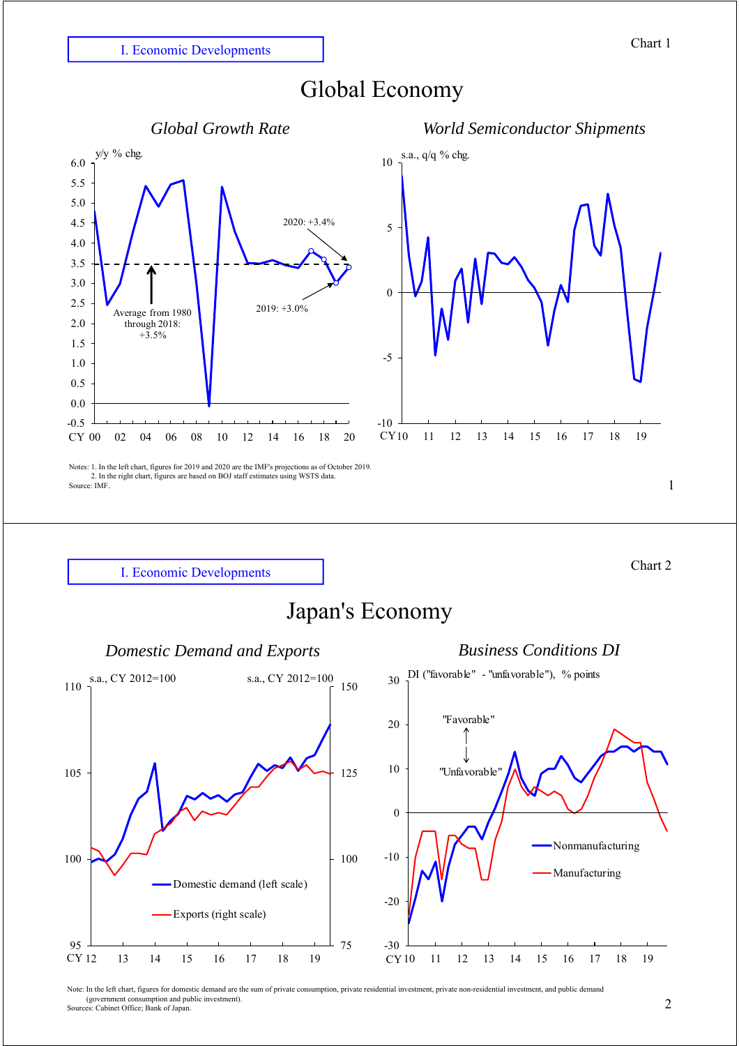I. Economic Developments

Chart 1

# Global Economy

### *Global Growth Rate*

y/y % chg.

2020: +3.4%

2019: +3.0%

Average from 1980 through 2018: +3.5%

### *World Semiconductor Shipments*

s.a., q/q % chg.

Notes: 1. In the left chart, figures for 2019 and 2020 are the IMF's projections as of October 2019.
2. In the right chart, figures are based on BOJ staff estimates using WSTS data.
Source: IMF.

---

I. Economic Developments

Chart 2

# Japan's Economy

### *Domestic Demand and Exports*

s.a., CY 2012=100

Domestic demand (left scale)

Exports (right scale)

### *Business Conditions DI*

DI ("favorable" - "unfavorable"), % points

"Favorable"

"Unfavorable"

Nonmanufacturing

Manufacturing

Note: In the left chart, figures for domestic demand are the sum of private consumption, private residential investment, private non-residential investment, and public demand (government consumption and public investment).
Sources: Cabinet Office; Bank of Japan.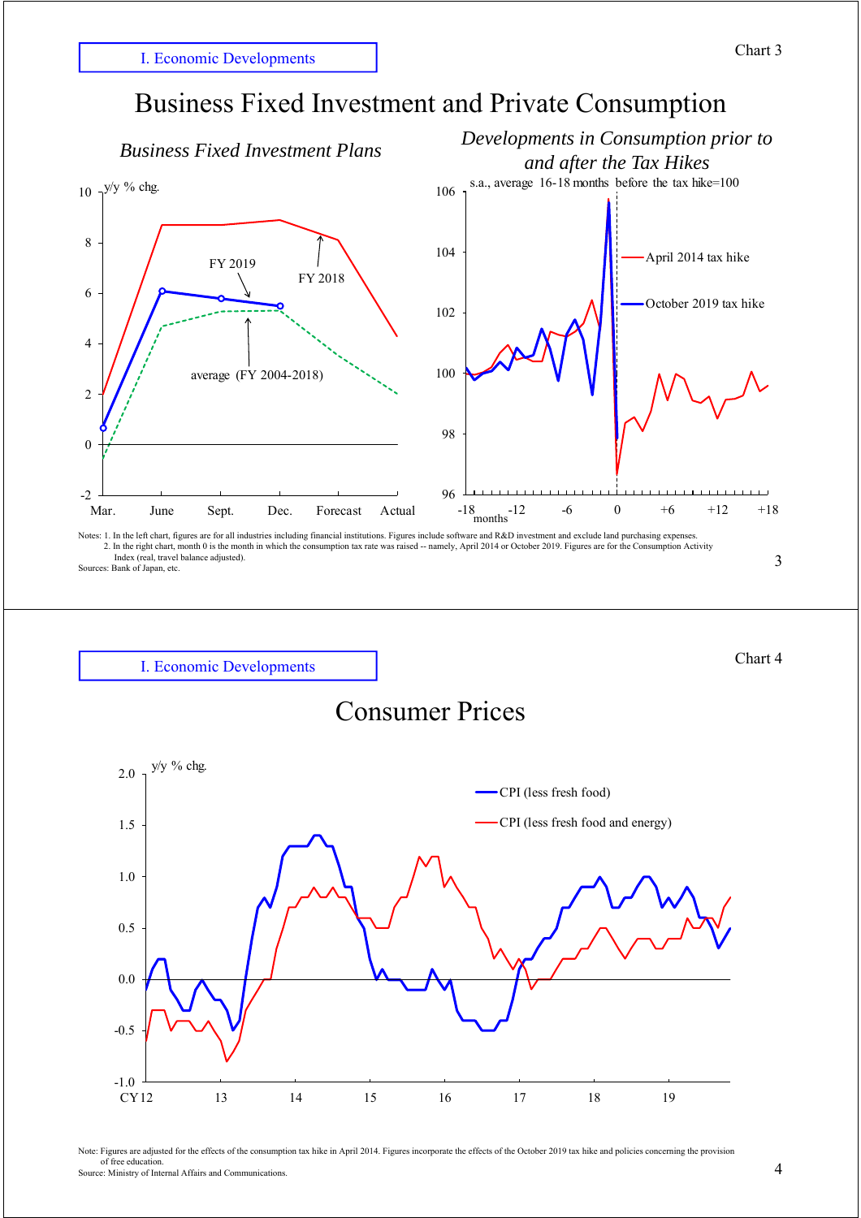I. Economic Developments

Chart 3

# Business Fixed Investment and Private Consumption

*Business Fixed Investment Plans*

y/y % chg.

*Developments in Consumption prior to and after the Tax Hikes*

s.a., average 16-18 months before the tax hike=100

Notes: 1. In the left chart, figures are for all industries including financial institutions. Figures include software and R&D investment and exclude land purchasing expenses.
2. In the right chart, month 0 is the month in which the consumption tax rate was raised -- namely, April 2014 or October 2019. Figures are for the Consumption Activity Index (real, travel balance adjusted).

Sources: Bank of Japan, etc.

I. Economic Developments

Chart 4

# Consumer Prices

y/y % chg.

Note: Figures are adjusted for the effects of the consumption tax hike in April 2014. Figures incorporate the effects of the October 2019 tax hike and policies concerning the provision of free education.

Source: Ministry of Internal Affairs and Communications.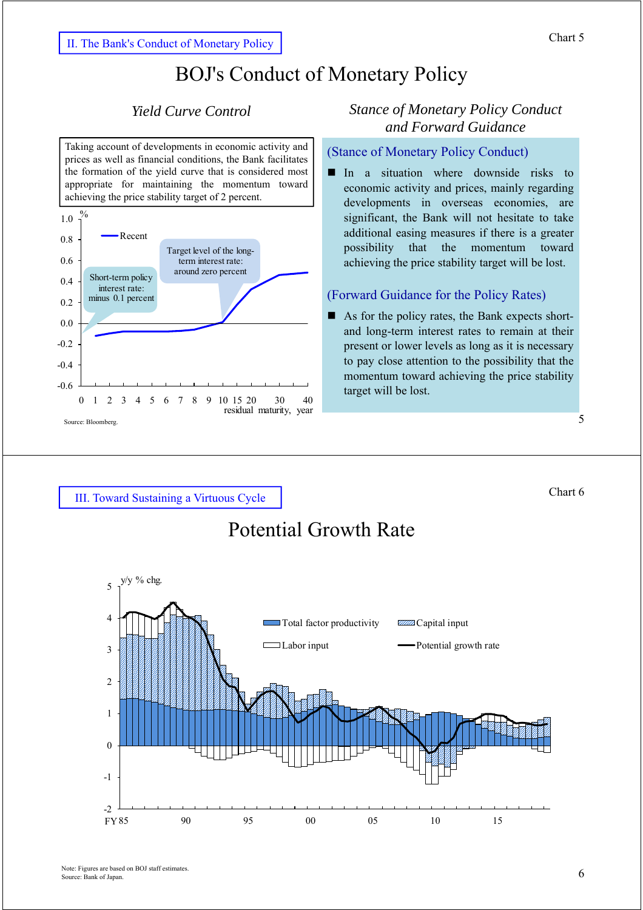II. The Bank's Conduct of Monetary Policy

Chart 5

# BOJ's Conduct of Monetary Policy

## *Yield Curve Control*

Taking account of developments in economic activity and prices as well as financial conditions, the Bank facilitates the formation of the yield curve that is considered most appropriate for maintaining the momentum toward achieving the price stability target of 2 percent.

%

Recent

Short-term policy interest rate: minus 0.1 percent

Target level of the long-term interest rate: around zero percent

residual maturity, year

Source: Bloomberg.

## *Stance of Monetary Policy Conduct and Forward Guidance*

### (Stance of Monetary Policy Conduct)

- In a situation where downside risks to economic activity and prices, mainly regarding developments in overseas economies, are significant, the Bank will not hesitate to take additional easing measures if there is a greater possibility that the momentum toward achieving the price stability target will be lost.

### (Forward Guidance for the Policy Rates)

- As for the policy rates, the Bank expects short- and long-term interest rates to remain at their present or lower levels as long as it is necessary to pay close attention to the possibility that the momentum toward achieving the price stability target will be lost.

---

III. Toward Sustaining a Virtuous Cycle

Chart 6

# Potential Growth Rate

y/y % chg.

Total factor productivity
Capital input
Labor input
Potential growth rate

Note: Figures are based on BOJ staff estimates.
Source: Bank of Japan.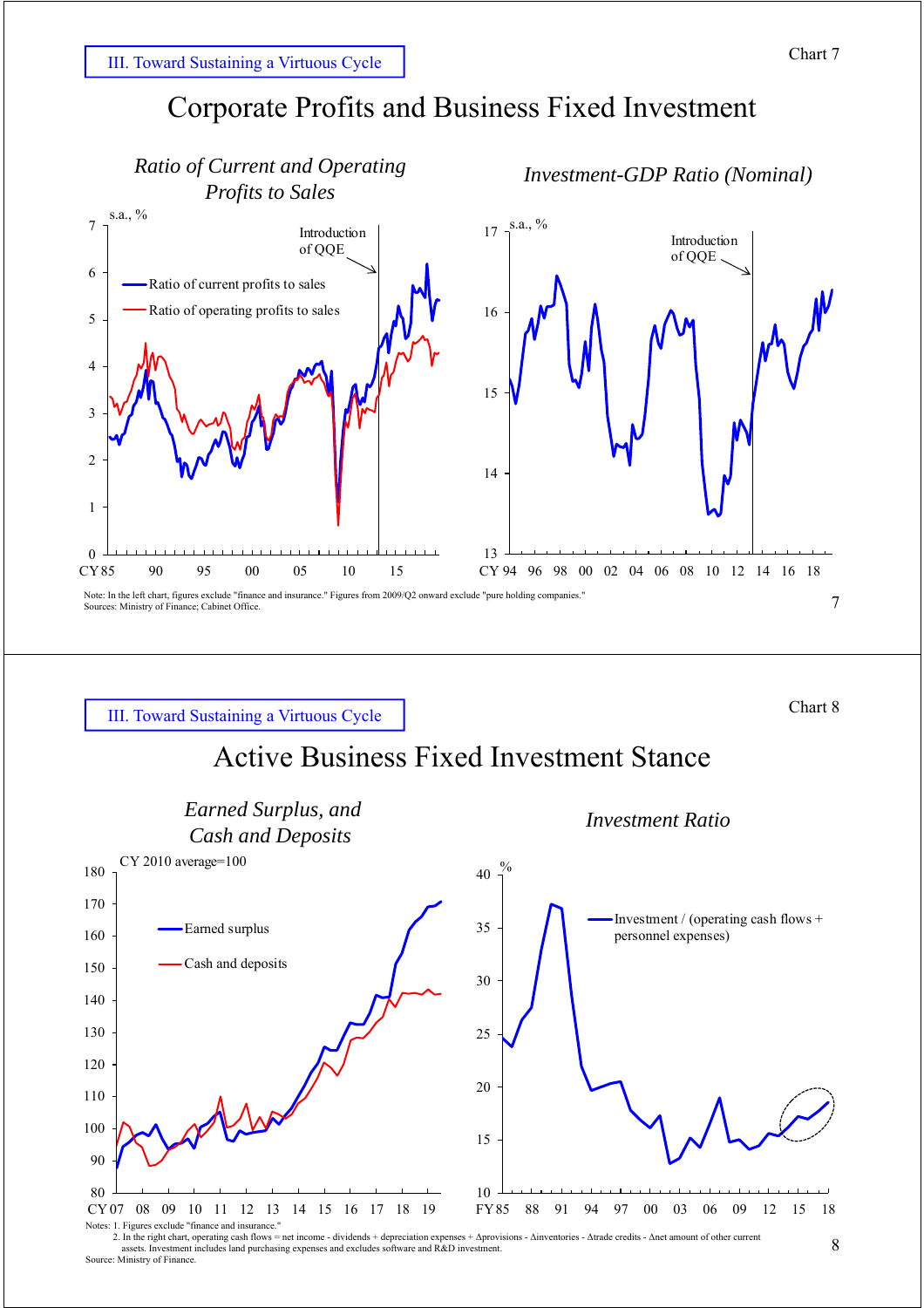III. Toward Sustaining a Virtuous Cycle

Chart 7

# Corporate Profits and Business Fixed Investment

*Ratio of Current and Operating Profits to Sales*

s.a., %

Introduction of QQE

Ratio of current profits to sales

Ratio of operating profits to sales

CY85 90 95 00 05 10 15

*Investment-GDP Ratio (Nominal)*

s.a., %

Introduction of QQE

CY 94 96 98 00 02 04 06 08 10 12 14 16 18

Note: In the left chart, figures exclude "finance and insurance." Figures from 2009/Q2 onward exclude "pure holding companies."
Sources: Ministry of Finance; Cabinet Office.

III. Toward Sustaining a Virtuous Cycle

Chart 8

# Active Business Fixed Investment Stance

*Earned Surplus, and Cash and Deposits*

CY 2010 average=100

Earned surplus

Cash and deposits

CY 07 08 09 10 11 12 13 14 15 16 17 18 19

*Investment Ratio*

%

Investment / (operating cash flows + personnel expenses)

FY85 88 91 94 97 00 03 06 09 12 15 18

Notes: 1. Figures exclude "finance and insurance."
2. In the right chart, operating cash flows = net income - dividends + depreciation expenses + Δprovisions - Δinventories - Δtrade credits - Δnet amount of other current assets. Investment includes land purchasing expenses and excludes software and R&D investment.
Source: Ministry of Finance.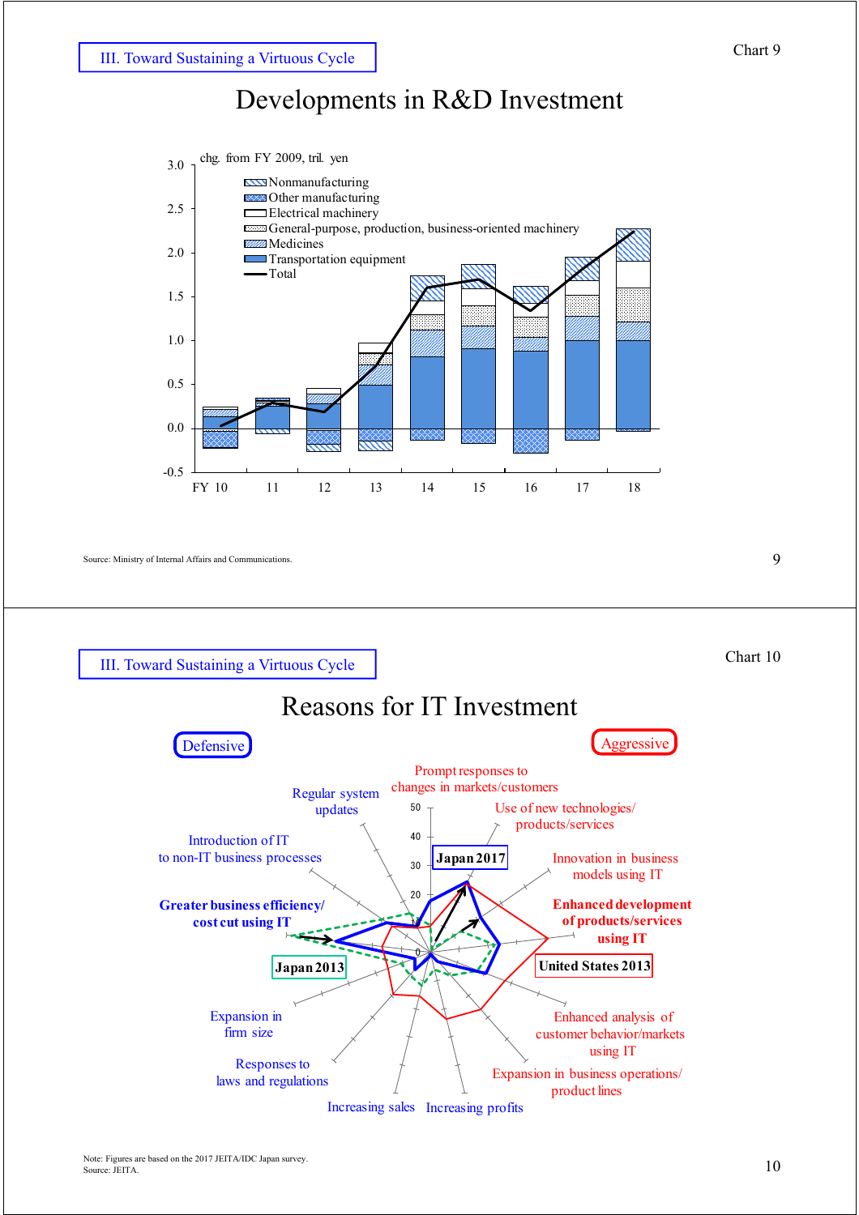III. Toward Sustaining a Virtuous Cycle

Chart 9

# Developments in R&D Investment

chg. from FY 2009, tril. yen

- Nonmanufacturing
- Other manufacturing
- Electrical machinery
- General-purpose, production, business-oriented machinery
- Medicines
- Transportation equipment
- Total

FY 10, 11, 12, 13, 14, 15, 16, 17, 18

Source: Ministry of Internal Affairs and Communications.

III. Toward Sustaining a Virtuous Cycle

Chart 10

# Reasons for IT Investment

Defensive

Aggressive

Regular system updates

Introduction of IT to non-IT business processes

**Greater business efficiency/ cost cut using IT**

Expansion in firm size

Responses to laws and regulations

Increasing sales

Increasing profits

Prompt responses to changes in markets/customers

Use of new technologies/ products/services

Innovation in business models using IT

**Enhanced development of products/services using IT**

Enhanced analysis of customer behavior/markets using IT

Expansion in business operations/ product lines

Japan 2017

Japan 2013

United States 2013

Note: Figures are based on the 2017 JEITA/IDC Japan survey.
Source: JEITA.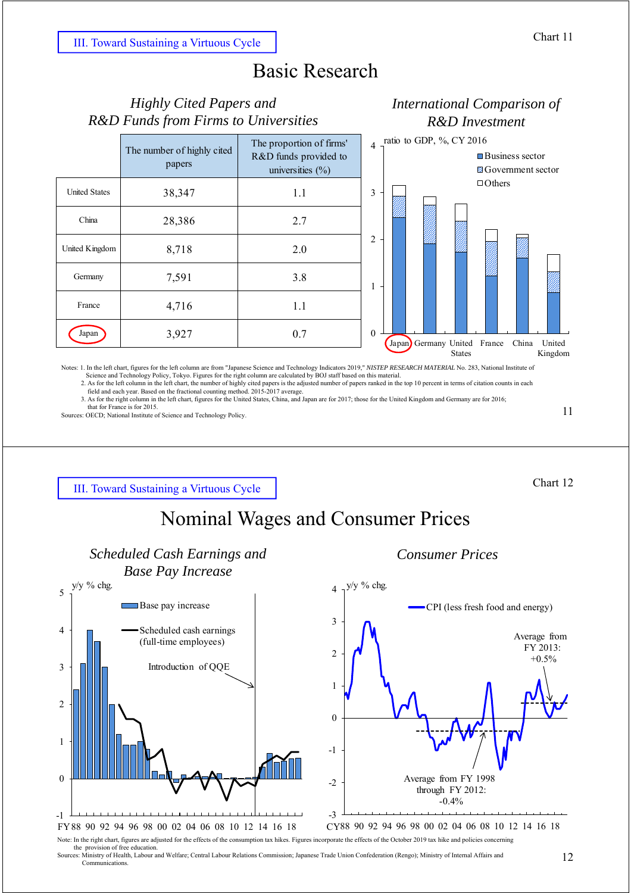III. Toward Sustaining a Virtuous Cycle

Chart 11

# Basic Research

*Highly Cited Papers and R&D Funds from Firms to Universities*

| | The number of highly cited papers | The proportion of firms' R&D funds provided to universities (%) |
|---|---|---|
| United States | 38,347 | 1.1 |
| China | 28,386 | 2.7 |
| United Kingdom | 8,718 | 2.0 |
| Germany | 7,591 | 3.8 |
| France | 4,716 | 1.1 |
| Japan | 3,927 | 0.7 |

*International Comparison of R&D Investment*

ratio to GDP, %, CY 2016

Business sector / Government sector / Others

Japan, Germany, United States, France, China, United Kingdom

Notes: 1. In the left chart, figures for the left column are from "Japanese Science and Technology Indicators 2019," *NISTEP RESEARCH MATERIAL* No. 283, National Institute of Science and Technology Policy, Tokyo. Figures for the right column are calculated by BOJ staff based on this material.
2. As for the left column in the left chart, the number of highly cited papers is the adjusted number of papers ranked in the top 10 percent in terms of citation counts in each field and each year. Based on the fractional counting method. 2015-2017 average.
3. As for the right column in the left chart, figures for the United States, China, and Japan are for 2017; those for the United Kingdom and Germany are for 2016; that for France is for 2015.

Sources: OECD; National Institute of Science and Technology Policy.

III. Toward Sustaining a Virtuous Cycle

Chart 12

# Nominal Wages and Consumer Prices

*Scheduled Cash Earnings and Base Pay Increase*

y/y % chg.

Base pay increase

Scheduled cash earnings (full-time employees)

Introduction of QQE

FY88 90 92 94 96 98 00 02 04 06 08 10 12 14 16 18

*Consumer Prices*

y/y % chg.

CPI (less fresh food and energy)

Average from FY 2013: +0.5%

Average from FY 1998 through FY 2012: -0.4%

CY88 90 92 94 96 98 00 02 04 06 08 10 12 14 16 18

Note: In the right chart, figures are adjusted for the effects of the consumption tax hikes. Figures incorporate the effects of the October 2019 tax hike and policies concerning the provision of free education.

Sources: Ministry of Health, Labour and Welfare; Central Labour Relations Commission; Japanese Trade Union Confederation (Rengo); Ministry of Internal Affairs and Communications.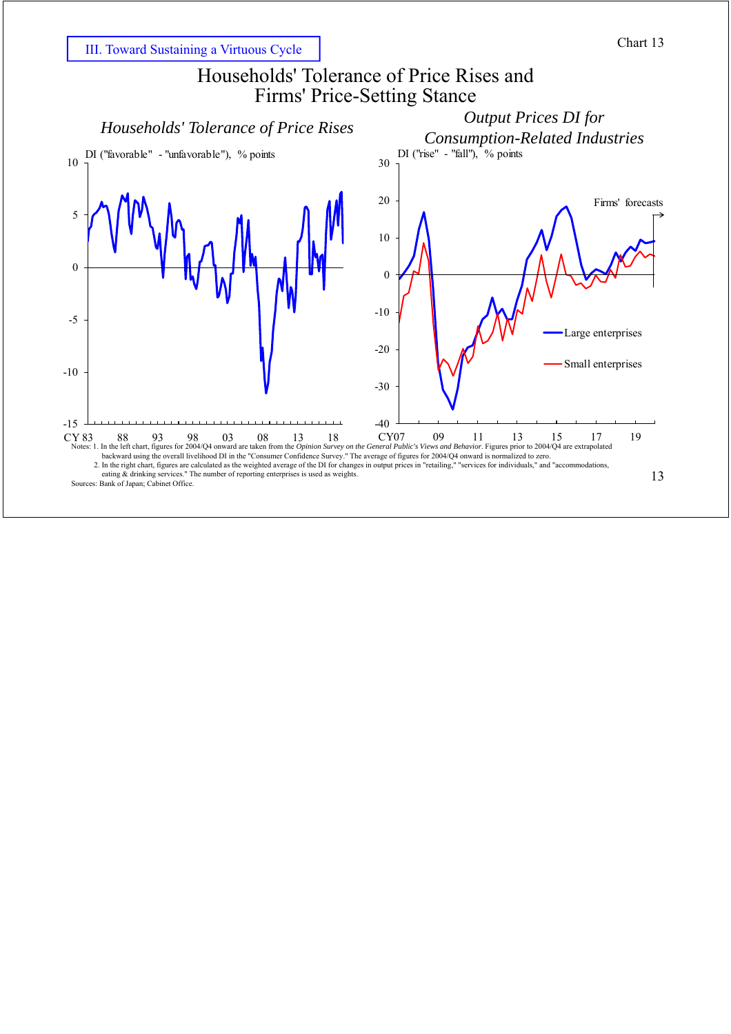III. Toward Sustaining a Virtuous Cycle

Chart 13

# Households' Tolerance of Price Rises and Firms' Price-Setting Stance

*Households' Tolerance of Price Rises*

DI ("favorable" - "unfavorable"), % points

10
5
0
-5
-10
-15

CY 83 88 93 98 03 08 13 18

*Output Prices DI for Consumption-Related Industries*

DI ("rise" - "fall"), % points

30
20
10
0
-10
-20
-30
-40

CY07 09 11 13 15 17 19

Firms' forecasts

Large enterprises

Small enterprises

Notes: 1. In the left chart, figures for 2004/Q4 onward are taken from the *Opinion Survey on the General Public's Views and Behavior*. Figures prior to 2004/Q4 are extrapolated backward using the overall livelihood DI in the "Consumer Confidence Survey." The average of figures for 2004/Q4 onward is normalized to zero.
2. In the right chart, figures are calculated as the weighted average of the DI for changes in output prices in "retailing," "services for individuals," and "accommodations, eating & drinking services." The number of reporting enterprises is used as weights.

Sources: Bank of Japan; Cabinet Office.